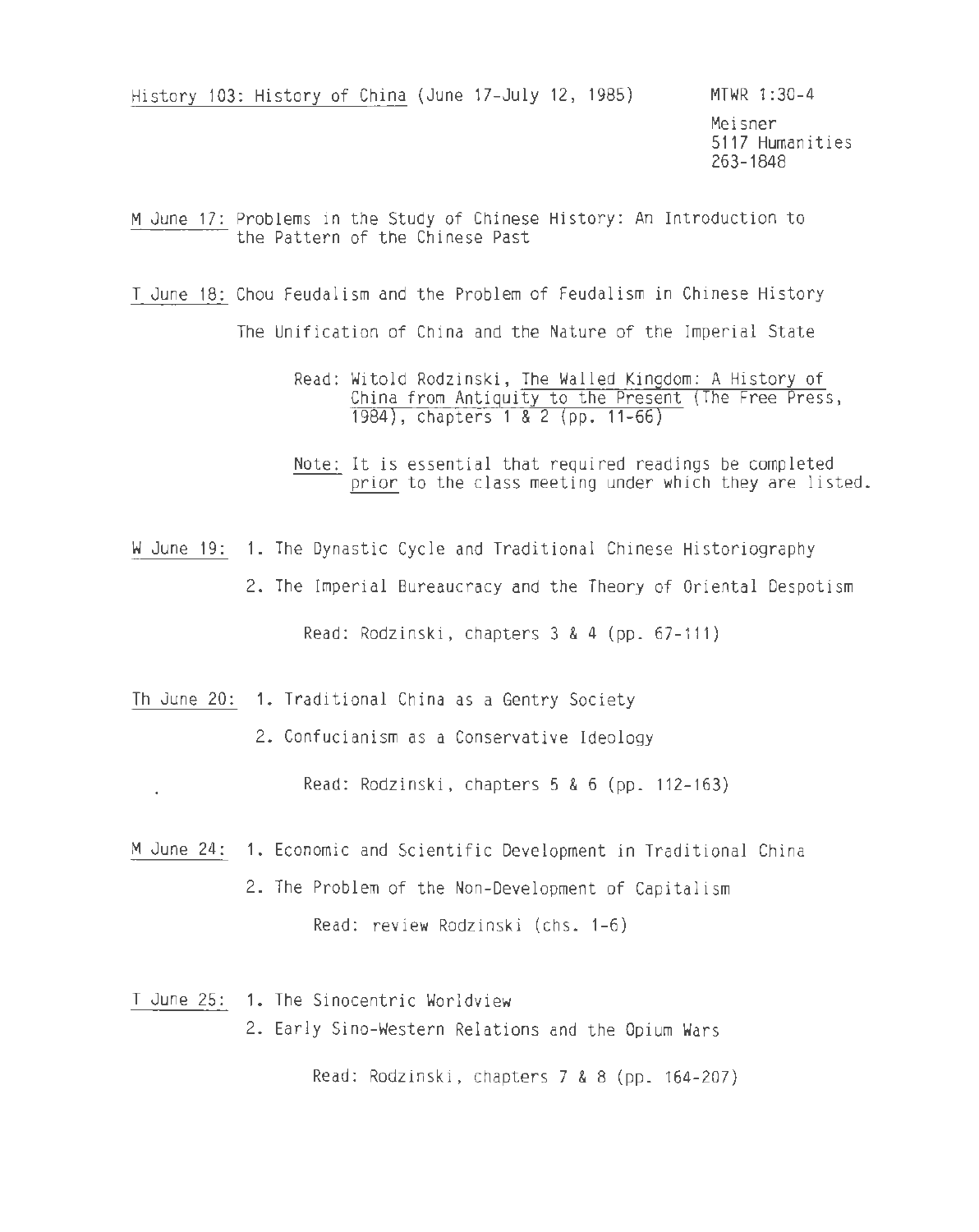History 103: History of China (June 17-July 12, 1985)

MTWR 1:30-4

Meisner
5117 Humanities
263-1848

M June 17: Problems in the Study of Chinese History: An Introduction to the Pattern of the Chinese Past

T June 18: Chou Feudalism and the Problem of Feudalism in Chinese History

The Unification of China and the Nature of the Imperial State

Read: Witold Rodzinski, The Walled Kingdom: A History of China from Antiquity to the Present (The Free Press, 1984), chapters 1 & 2 (pp. 11-66)

Note: It is essential that required readings be completed prior to the class meeting under which they are listed.

W June 19: 1. The Dynastic Cycle and Traditional Chinese Historiography

2. The Imperial Bureaucracy and the Theory of Oriental Despotism

Read: Rodzinski, chapters 3 & 4 (pp. 67-111)

Th June 20: 1. Traditional China as a Gentry Society

2. Confucianism as a Conservative Ideology

Read: Rodzinski, chapters 5 & 6 (pp. 112-163)

M June 24: 1. Economic and Scientific Development in Traditional China

2. The Problem of the Non-Development of Capitalism

Read: review Rodzinski (chs. 1-6)

T June 25: 1. The Sinocentric Worldview

2. Early Sino-Western Relations and the Opium Wars

Read: Rodzinski, chapters 7 & 8 (pp. 164-207)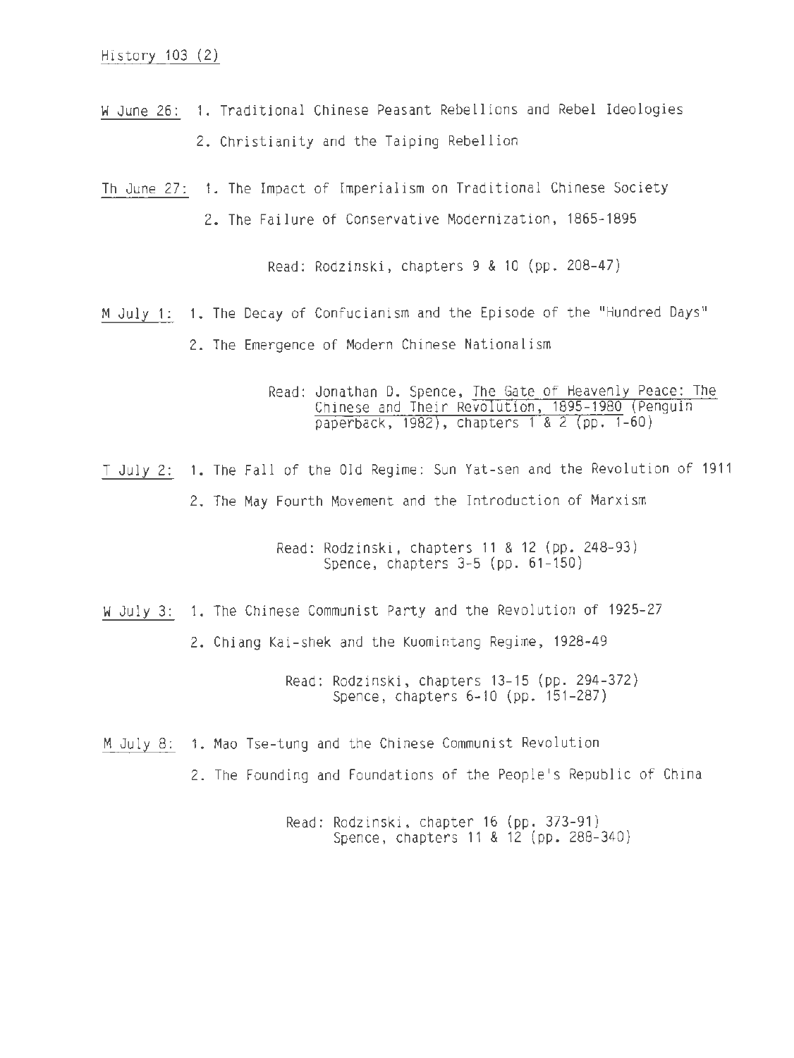History 103 (2)

W June 26: 1. Traditional Chinese Peasant Rebellions and Rebel Ideologies

2. Christianity and the Taiping Rebellion

Th June 27: 1. The Impact of Imperialism on Traditional Chinese Society

2. The Failure of Conservative Modernization, 1865-1895

Read: Rodzinski, chapters 9 & 10 (pp. 208-47)

M July 1: 1. The Decay of Confucianism and the Episode of the "Hundred Days"

2. The Emergence of Modern Chinese Nationalism

Read: Jonathan D. Spence, The Gate of Heavenly Peace: The Chinese and Their Revolution, 1895-1980 (Penguin paperback, 1982), chapters 1 & 2 (pp. 1-60)

T July 2: 1. The Fall of the Old Regime: Sun Yat-sen and the Revolution of 1911

2. The May Fourth Movement and the Introduction of Marxism

Read: Rodzinski, chapters 11 & 12 (pp. 248-93)
Spence, chapters 3-5 (pp. 61-150)

W July 3: 1. The Chinese Communist Party and the Revolution of 1925-27

2. Chiang Kai-shek and the Kuomintang Regime, 1928-49

Read: Rodzinski, chapters 13-15 (pp. 294-372)
Spence, chapters 6-10 (pp. 151-287)

M July 8: 1. Mao Tse-tung and the Chinese Communist Revolution

2. The Founding and Foundations of the People's Republic of China

Read: Rodzinski, chapter 16 (pp. 373-91)
Spence, chapters 11 & 12 (pp. 288-340)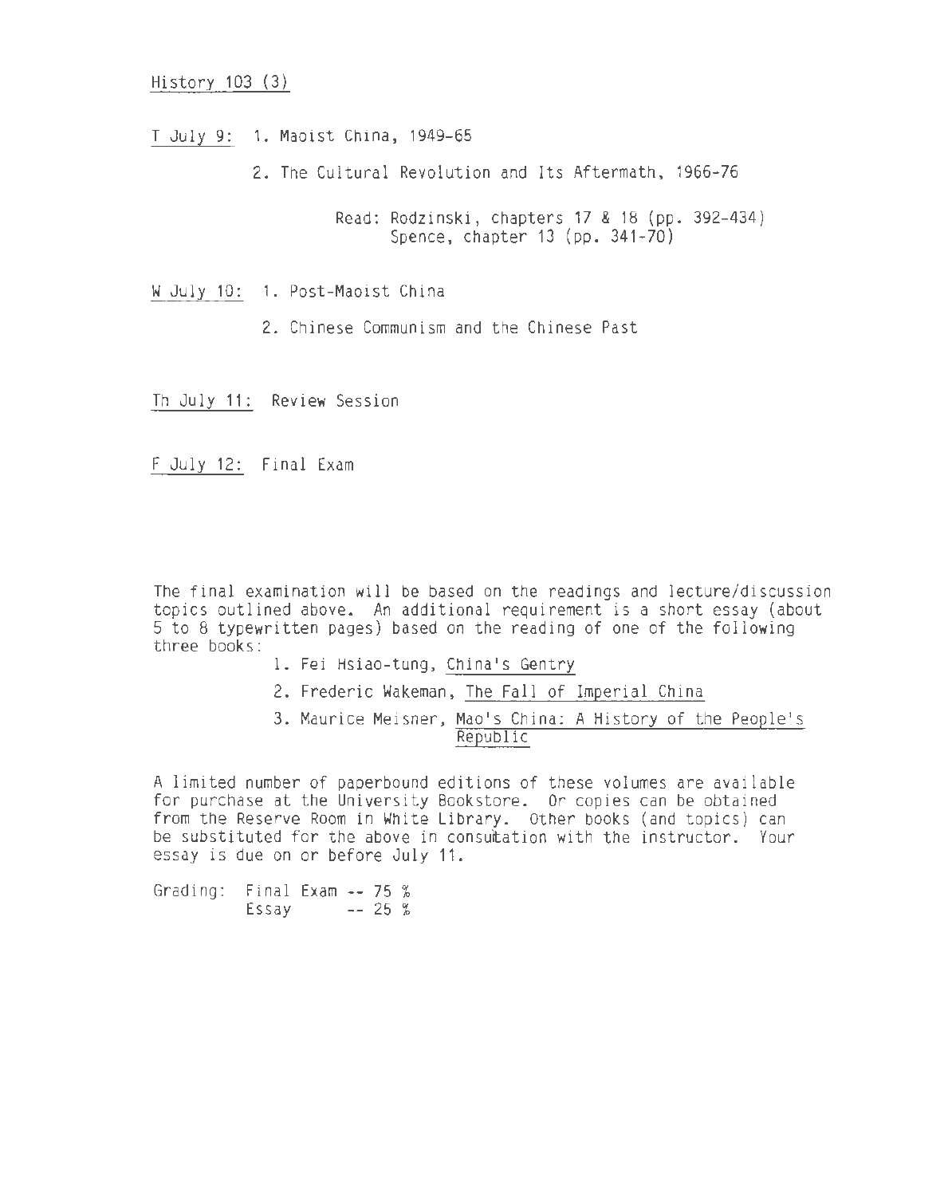History 103 (3)

T July 9: 1. Maoist China, 1949-65

2. The Cultural Revolution and Its Aftermath, 1966-76

Read: Rodzinski, chapters 17 & 18 (pp. 392-434)
Spence, chapter 13 (pp. 341-70)

W July 10: 1. Post-Maoist China

2. Chinese Communism and the Chinese Past

Th July 11: Review Session

F July 12: Final Exam

The final examination will be based on the readings and lecture/discussion topics outlined above. An additional requirement is a short essay (about 5 to 8 typewritten pages) based on the reading of one of the following three books:

1. Fei Hsiao-tung, China's Gentry
2. Frederic Wakeman, The Fall of Imperial China
3. Maurice Meisner, Mao's China: A History of the People's Republic

A limited number of paperbound editions of these volumes are available for purchase at the University Bookstore. Or copies can be obtained from the Reserve Room in White Library. Other books (and topics) can be substituted for the above in consultation with the instructor. Your essay is due on or before July 11.

Grading: Final Exam -- 75 %
Essay -- 25 %